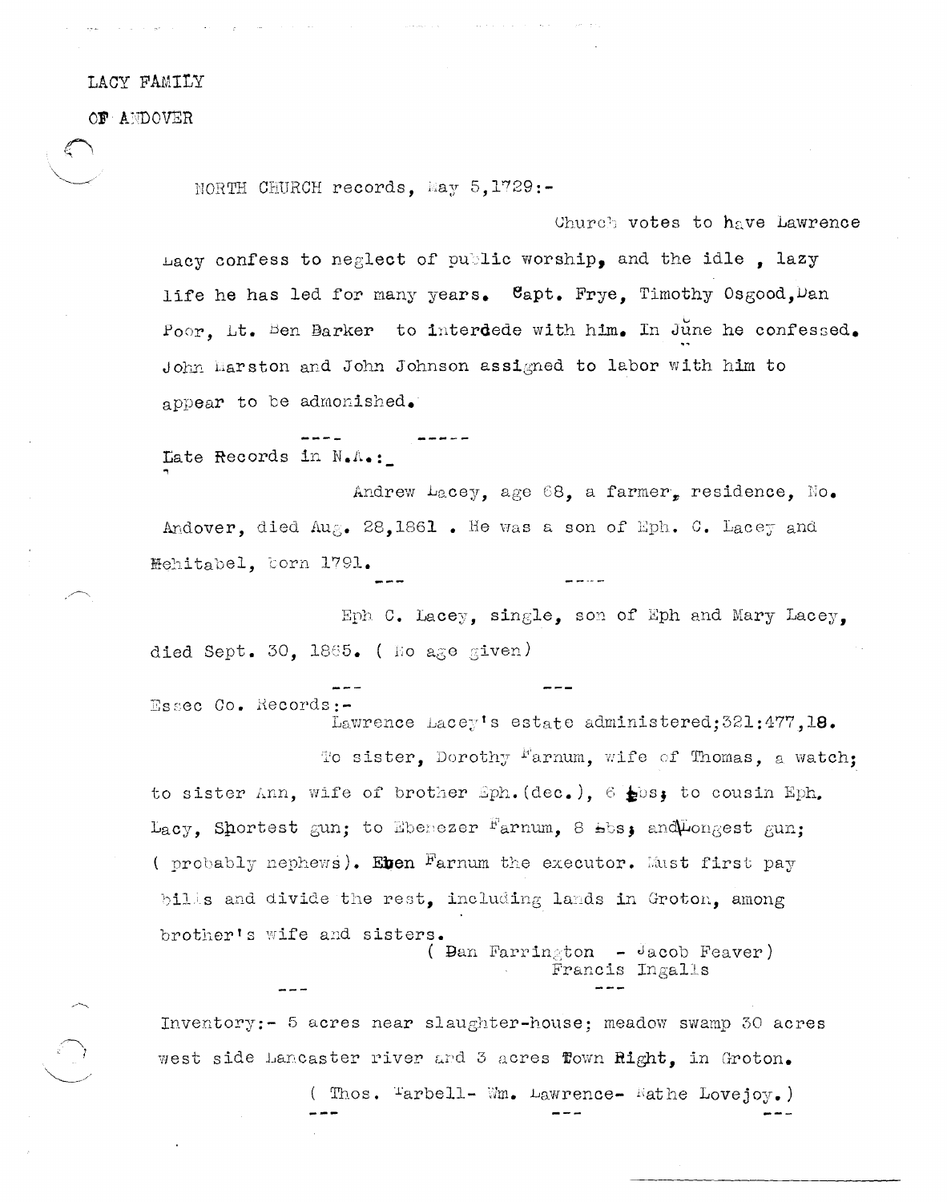LACY FAMILY

OF ANDOVER

NORTH CHURCH records, May 5,1729:-

Church votes to have Lawrence Lacy confess to neglect of public worship, and the idle , lazy life he has led for many years. Capt. Frye, Timothy Osgood,Dan Poor, Lt. Ben Barker to interdede with him. In June he confessed. John Marston and John Johnson assigned to labor with him to appear to be admonished.

---- -----

Late Records in N.A.:_

Andrew Lacey, age 68, a farmer, residence, No. Andover, died Aug. 28,1861 . He was a son of Eph. C. Lacey and Mehitabel, born 1791.

--- ----

Eph C. Lacey, single, son of Eph and Mary Lacey, died Sept. 30, 1865. ( No age given)

--- ---

Essec Co. Records:-

Lawrence Lacey's estate administered;321:477,18.

To sister, Dorothy Farnum, wife of Thomas, a watch; to sister Ann, wife of brother Eph.(dec.), 6 lbs; to cousin Eph. Lacy, Shortest gun; to Ebenezer Farnum, 8 lbs; and Longest gun; ( probably nephews). Eben Farnum the executor. Must first pay bills and divide the rest, including lands in Groton, among brother's wife and sisters.

( Dan Farrington - Jacob Feaver)
Francis Ingalls

--- ---

Inventory:- 5 acres near slaughter-house; meadow swamp 30 acres west side Lancaster river and 3 acres Town Right, in Groton.

( Thos. Tarbell- Wm. Lawrence- Nathe Lovejoy.)

--- --- ---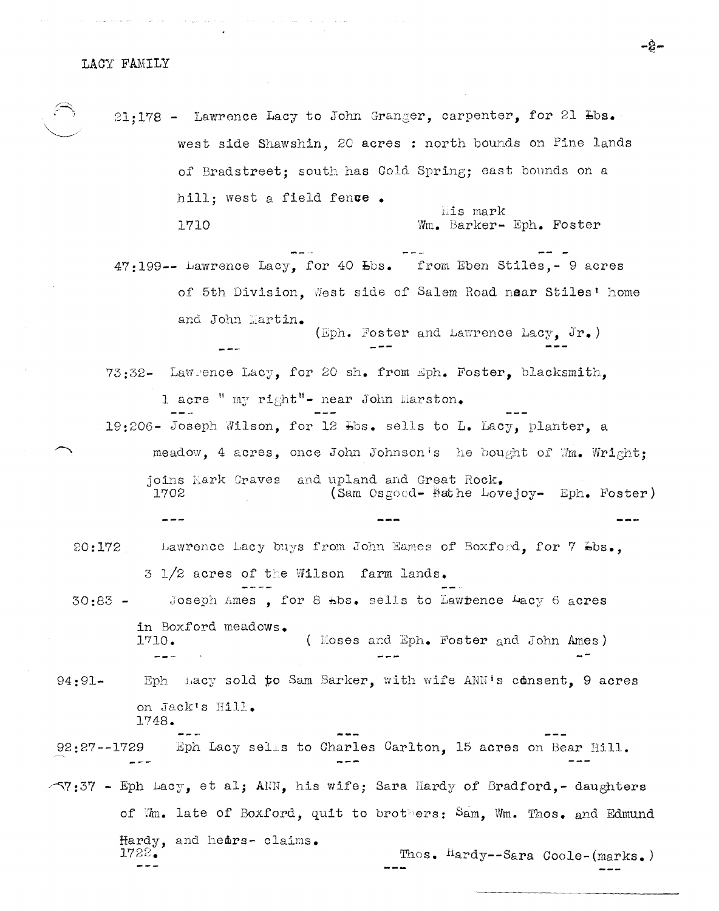LACY FAMILY

21;178 - Lawrence Lacy to John Granger, carpenter, for 21 Lbs. west side Shawshin, 20 acres : north bounds on Pine lands of Bradstreet; south has Cold Spring; east bounds on a hill; west a field fence .

1710 His mark Wm. Barker- Eph. Foster

---

47:199-- Lawrence Lacy, for 40 Lbs. from Eben Stiles,- 9 acres of 5th Division, West side of Salem Road near Stiles' home and John Martin.

(Eph. Foster and Lawrence Lacy, Jr.)

---

73:32- Lawrence Lacy, for 20 sh. from Eph. Foster, blacksmith, 1 acre " my right"- near John Marston.

---

19:206- Joseph Wilson, for 12 Lbs. sells to L. Lacy, planter, a meadow, 4 acres, once John Johnson's he bought of Wm. Wright; joins Mark Graves and upland and Great Rock.

1702 (Sam Osgood- Nathe Lovejoy- Eph. Foster)

---

20:172 Lawrence Lacy buys from John Eames of Boxford, for 7 Lbs., 3 1/2 acres of the Wilson farm lands.

---

30:83 - Joseph Ames , for 8 Lbs. sells to Lawrence Lacy 6 acres in Boxford meadows.

1710. ( Moses and Eph. Foster and John Ames)

---

94:91- Eph Lacy sold to Sam Barker, with wife ANN's consent, 9 acres on Jack's Hill.

1748.

---

92:27--1729 Eph Lacy sells to Charles Carlton, 15 acres on Bear Hill.

---

57:37 - Eph Lacy, et al; ANN, his wife; Sara Hardy of Bradford,- daughters of Wm. late of Boxford, quit to brothers: Sam, Wm. Thos. and Edmund Hardy, and heirs- claims.

1722. Thos. Hardy--Sara Coole-(marks.)

---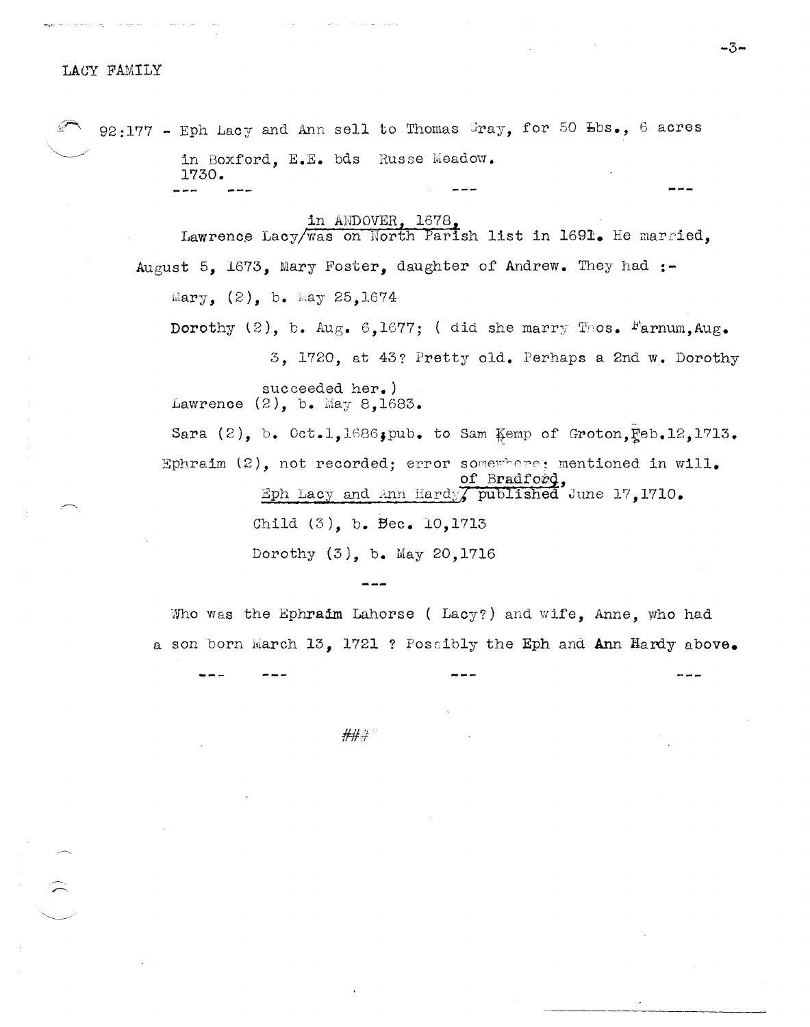LACY FAMILY

92:177 - Eph Lacy and Ann sell to Thomas Gray, for 50 Lbs., 6 acres in Boxford, E.E. bds Russe Meadow. 1730.

--- --- --- ---

Lawrence Lacy/in ANDOVER, 1678, was on North Parish list in 1691. He married, August 5, 1673, Mary Foster, daughter of Andrew. They had :-

Mary, (2), b. May 25,1674

Dorothy (2), b. Aug. 6,1677; ( did she marry Thos. Farnum,Aug. 3, 1720, at 43? Pretty old. Perhaps a 2nd w. Dorothy succeeded her.)

Lawrence (2), b. May 8,1683.

Sara (2), b. Oct.1,1686;pub. to Sam Kemp of Groton,Feb.12,1713.

Ephraim (2), not recorded; error somewhere; mentioned in will.

Eph Lacy and Ann Hardy/ of Bradford, published June 17,1710.

Child (3), b. Dec. 10,1713

Dorothy (3), b. May 20,1716

---

Who was the Ephraim Lahorse ( Lacy?) and wife, Anne, who had a son born March 13, 1721 ? Possibly the Eph and Ann Hardy above.

--- --- --- ---

###